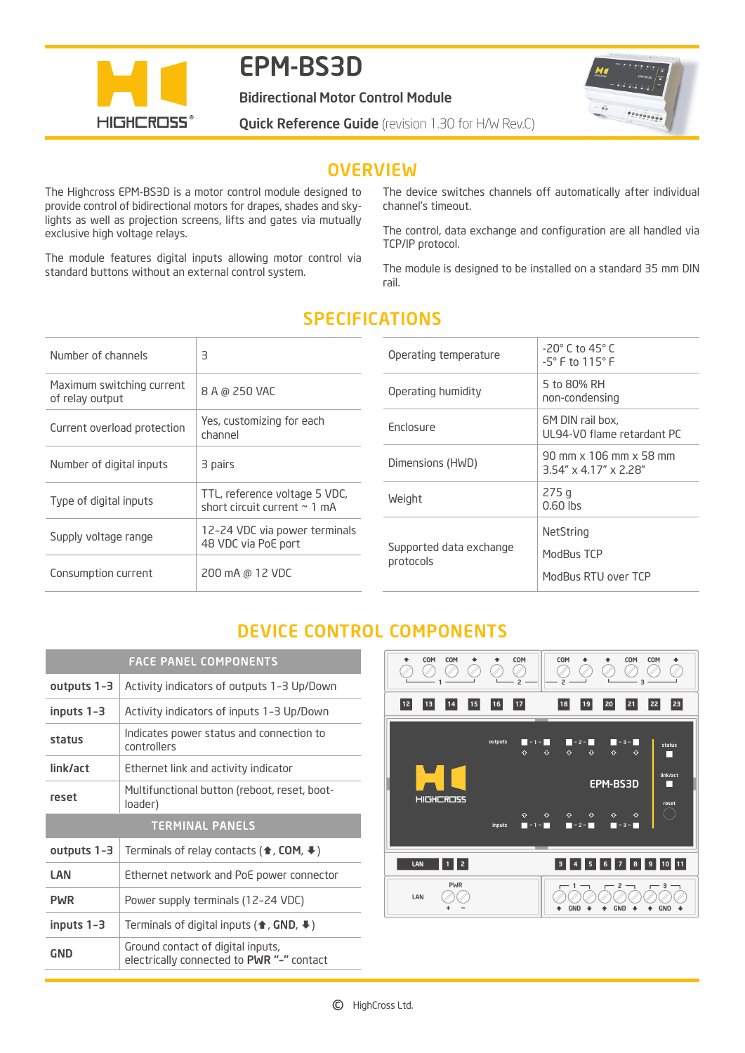# EPM-BS3D

**Bidirectional Motor Control Module**

**Quick Reference Guide** (revision 1.30 for H/W Rev.C)

## OVERVIEW

The Highcross EPM-BS3D is a motor control module designed to provide control of bidirectional motors for drapes, shades and skylights as well as projection screens, lifts and gates via mutually exclusive high voltage relays.

The module features digital inputs allowing motor control via standard buttons without an external control system.

The device switches channels off automatically after individual channel's timeout.

The control, data exchange and configuration are all handled via TCP/IP protocol.

The module is designed to be installed on a standard 35 mm DIN rail.

## SPECIFICATIONS

| | |
|---|---|
| Number of channels | 3 |
| Maximum switching current of relay output | 8 A @ 250 VAC |
| Current overload protection | Yes, customizing for each channel |
| Number of digital inputs | 3 pairs |
| Type of digital inputs | TTL, reference voltage 5 VDC, short circuit current ~ 1 mA |
| Supply voltage range | 12-24 VDC via power terminals<br>48 VDC via PoE port |
| Consumption current | 200 mA @ 12 VDC |

| | |
|---|---|
| Operating temperature | -20° C to 45° C<br>-5° F to 115° F |
| Operating humidity | 5 to 80% RH<br>non-condensing |
| Enclosure | 6M DIN rail box,<br>UL94-V0 flame retardant PC |
| Dimensions (HWD) | 90 mm x 106 mm x 58 mm<br>3.54" x 4.17" x 2.28" |
| Weight | 275 g<br>0.60 lbs |
| Supported data exchange protocols | NetString<br>ModBus TCP<br>ModBus RTU over TCP |

## DEVICE CONTROL COMPONENTS

| FACE PANEL COMPONENTS | |
|---|---|
| **outputs 1-3** | Activity indicators of outputs 1-3 Up/Down |
| **inputs 1-3** | Activity indicators of inputs 1-3 Up/Down |
| **status** | Indicates power status and connection to controllers |
| **link/act** | Ethernet link and activity indicator |
| **reset** | Multifunctional button (reboot, reset, boot-loader) |
| **TERMINAL PANELS** | |
| **outputs 1-3** | Terminals of relay contacts (🡅, **COM**, 🡇) |
| **LAN** | Ethernet network and PoE power connector |
| **PWR** | Power supply terminals (12-24 VDC) |
| **inputs 1-3** | Terminals of digital inputs (🡅, **GND**, 🡇) |
| **GND** | Ground contact of digital inputs, electrically connected to **PWR "–"** contact |

© HighCross Ltd.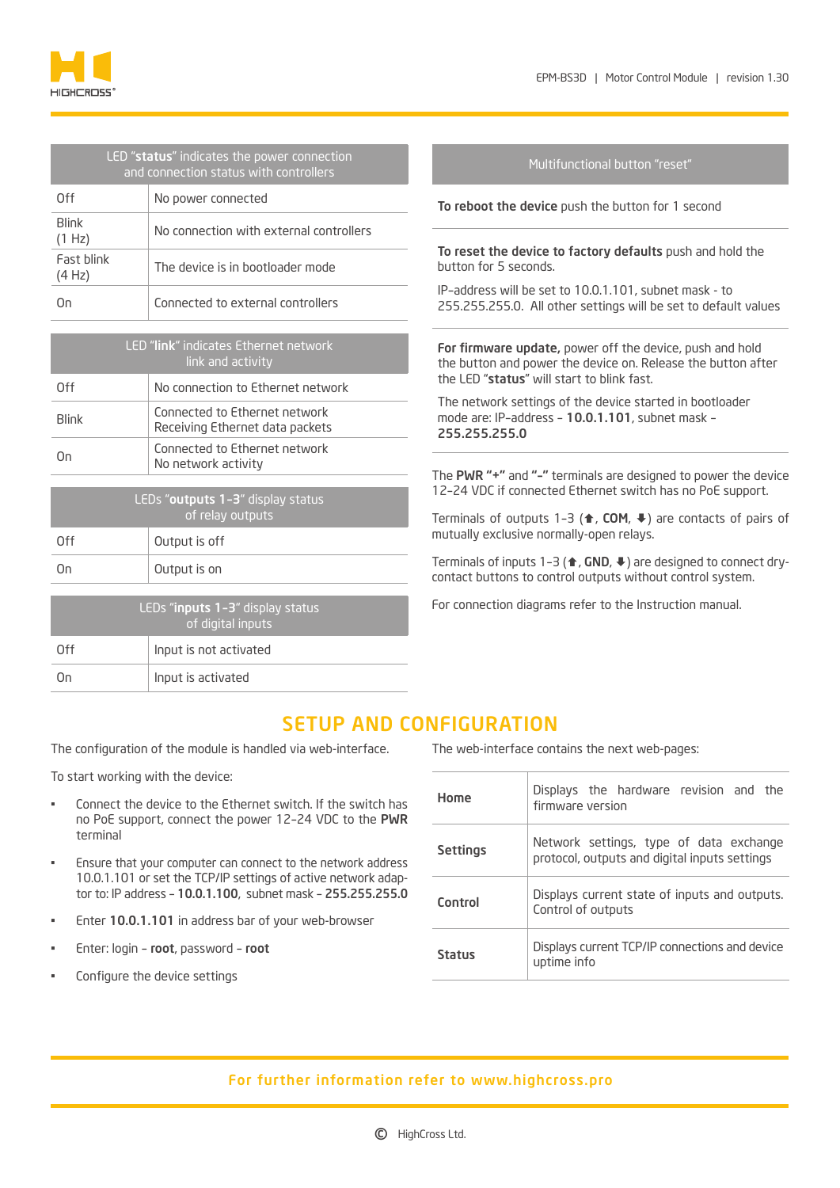| LED "**status**" indicates the power connection and connection status with controllers | |
|---|---|
| Off | No power connected |
| Blink (1 Hz) | No connection with external controllers |
| Fast blink (4 Hz) | The device is in bootloader mode |
| On | Connected to external controllers |

| LED "**link**" indicates Ethernet network link and activity | |
|---|---|
| Off | No connection to Ethernet network |
| Blink | Connected to Ethernet network<br>Receiving Ethernet data packets |
| On | Connected to Ethernet network<br>No network activity |

| LEDs "**outputs 1-3**" display status of relay outputs | |
|---|---|
| Off | Output is off |
| On | Output is on |

| LEDs "**inputs 1-3**" display status of digital inputs | |
|---|---|
| Off | Input is not activated |
| On | Input is activated |

| Multifunctional button "reset" |
|---|
| **To reboot the device** push the button for 1 second |
| **To reset the device to factory defaults** push and hold the button for 5 seconds.<br>IP-address will be set to 10.0.1.101, subnet mask - to 255.255.255.0. All other settings will be set to default values |
| **For firmware update,** power off the device, push and hold the button and power the device on. Release the button after the LED "**status**" will start to blink fast.<br>The network settings of the device started in bootloader mode are: IP-address – **10.0.1.101**, subnet mask – **255.255.255.0** |

The **PWR "+"** and **"–"** terminals are designed to power the device 12–24 VDC if connected Ethernet switch has no PoE support.

Terminals of outputs 1–3 (🡅, **COM**, 🡇) are contacts of pairs of mutually exclusive normally-open relays.

Terminals of inputs 1–3 (🡅, **GND**, 🡇) are designed to connect dry-contact buttons to control outputs without control system.

For connection diagrams refer to the Instruction manual.

## SETUP AND CONFIGURATION

The configuration of the module is handled via web-interface.

To start working with the device:

- Connect the device to the Ethernet switch. If the switch has no PoE support, connect the power 12–24 VDC to the **PWR** terminal
- Ensure that your computer can connect to the network address 10.0.1.101 or set the TCP/IP settings of active network adaptor to: IP address – **10.0.1.100**, subnet mask – **255.255.255.0**
- Enter **10.0.1.101** in address bar of your web-browser
- Enter: login – **root**, password – **root**
- Configure the device settings

The web-interface contains the next web-pages:

| | |
|---|---|
| **Home** | Displays the hardware revision and the firmware version |
| **Settings** | Network settings, type of data exchange protocol, outputs and digital inputs settings |
| **Control** | Displays current state of inputs and outputs. Control of outputs |
| **Status** | Displays current TCP/IP connections and device uptime info |

**For further information refer to www.highcross.pro**

© HighCross Ltd.